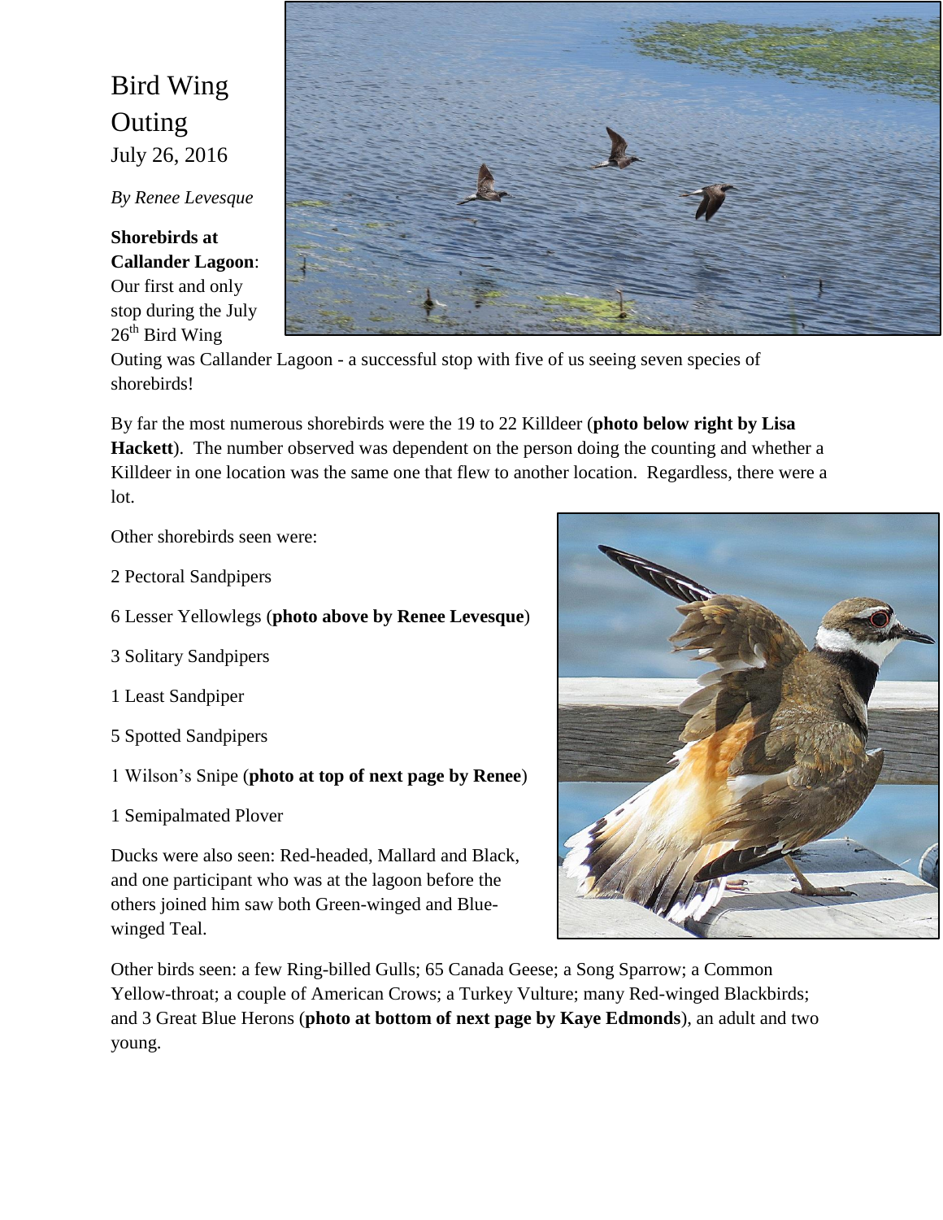# Bird Wing Outing

July 26, 2016

*By Renee Levesque*

**Shorebirds at Callander Lagoon**: Our first and only stop during the July 26th Bird Wing Outing was Callander Lagoon - a successful stop with five of us seeing seven species of shorebirds!

By far the most numerous shorebirds were the 19 to 22 Killdeer (**photo below right by Lisa Hackett**). The number observed was dependent on the person doing the counting and whether a Killdeer in one location was the same one that flew to another location. Regardless, there were a lot.

Other shorebirds seen were:

2 Pectoral Sandpipers

6 Lesser Yellowlegs (**photo above by Renee Levesque**)

3 Solitary Sandpipers

1 Least Sandpiper

5 Spotted Sandpipers

1 Wilson's Snipe (**photo at top of next page by Renee**)

1 Semipalmated Plover

Ducks were also seen: Red-headed, Mallard and Black, and one participant who was at the lagoon before the others joined him saw both Green-winged and Blue-winged Teal.

Other birds seen: a few Ring-billed Gulls; 65 Canada Geese; a Song Sparrow; a Common Yellow-throat; a couple of American Crows; a Turkey Vulture; many Red-winged Blackbirds; and 3 Great Blue Herons (**photo at bottom of next page by Kaye Edmonds**), an adult and two young.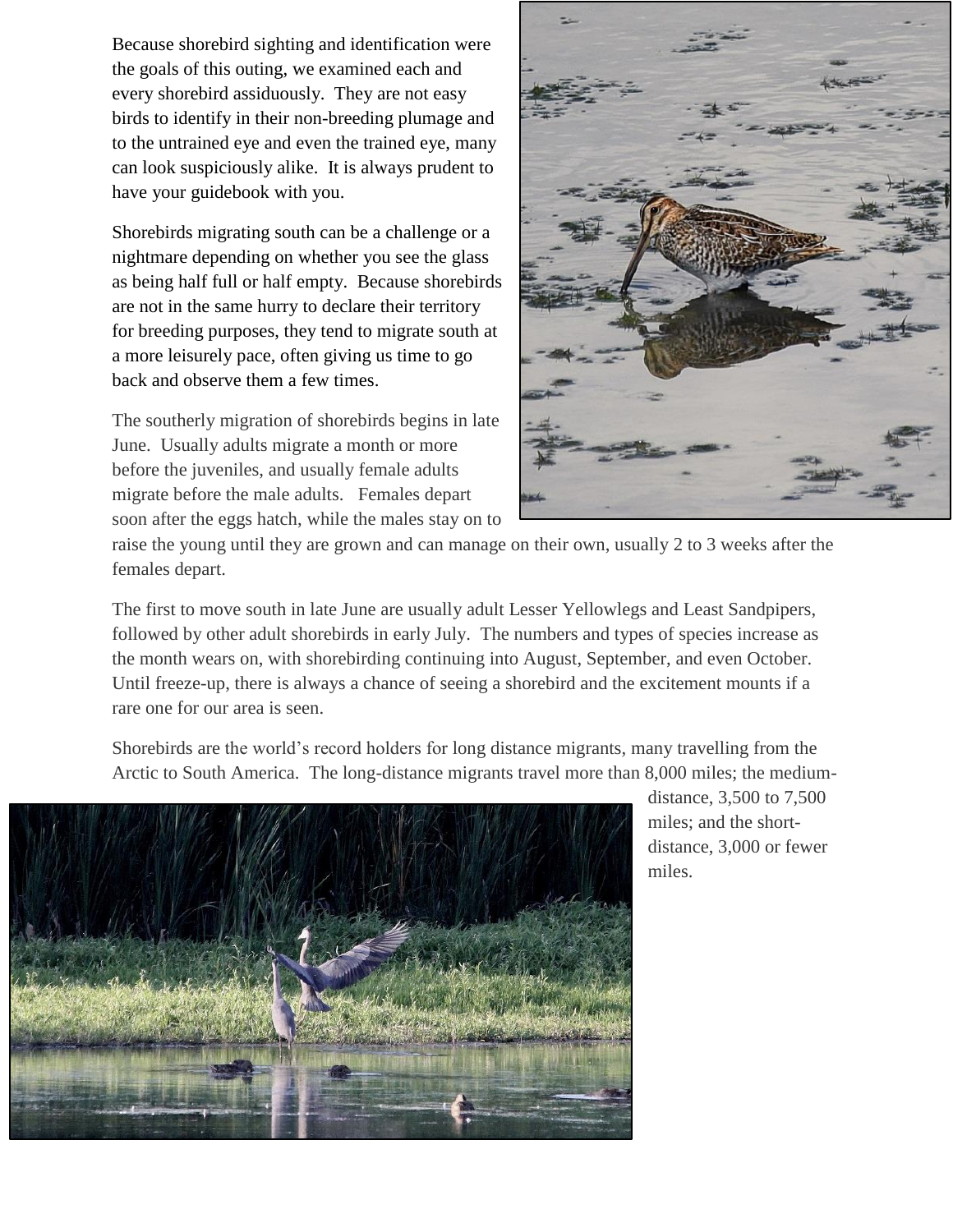Because shorebird sighting and identification were the goals of this outing, we examined each and every shorebird assiduously. They are not easy birds to identify in their non-breeding plumage and to the untrained eye and even the trained eye, many can look suspiciously alike. It is always prudent to have your guidebook with you.

Shorebirds migrating south can be a challenge or a nightmare depending on whether you see the glass as being half full or half empty. Because shorebirds are not in the same hurry to declare their territory for breeding purposes, they tend to migrate south at a more leisurely pace, often giving us time to go back and observe them a few times.

The southerly migration of shorebirds begins in late June. Usually adults migrate a month or more before the juveniles, and usually female adults migrate before the male adults. Females depart soon after the eggs hatch, while the males stay on to raise the young until they are grown and can manage on their own, usually 2 to 3 weeks after the females depart.

The first to move south in late June are usually adult Lesser Yellowlegs and Least Sandpipers, followed by other adult shorebirds in early July. The numbers and types of species increase as the month wears on, with shorebirding continuing into August, September, and even October. Until freeze-up, there is always a chance of seeing a shorebird and the excitement mounts if a rare one for our area is seen.

Shorebirds are the world's record holders for long distance migrants, many travelling from the Arctic to South America. The long-distance migrants travel more than 8,000 miles; the medium-distance, 3,500 to 7,500 miles; and the short-distance, 3,000 or fewer miles.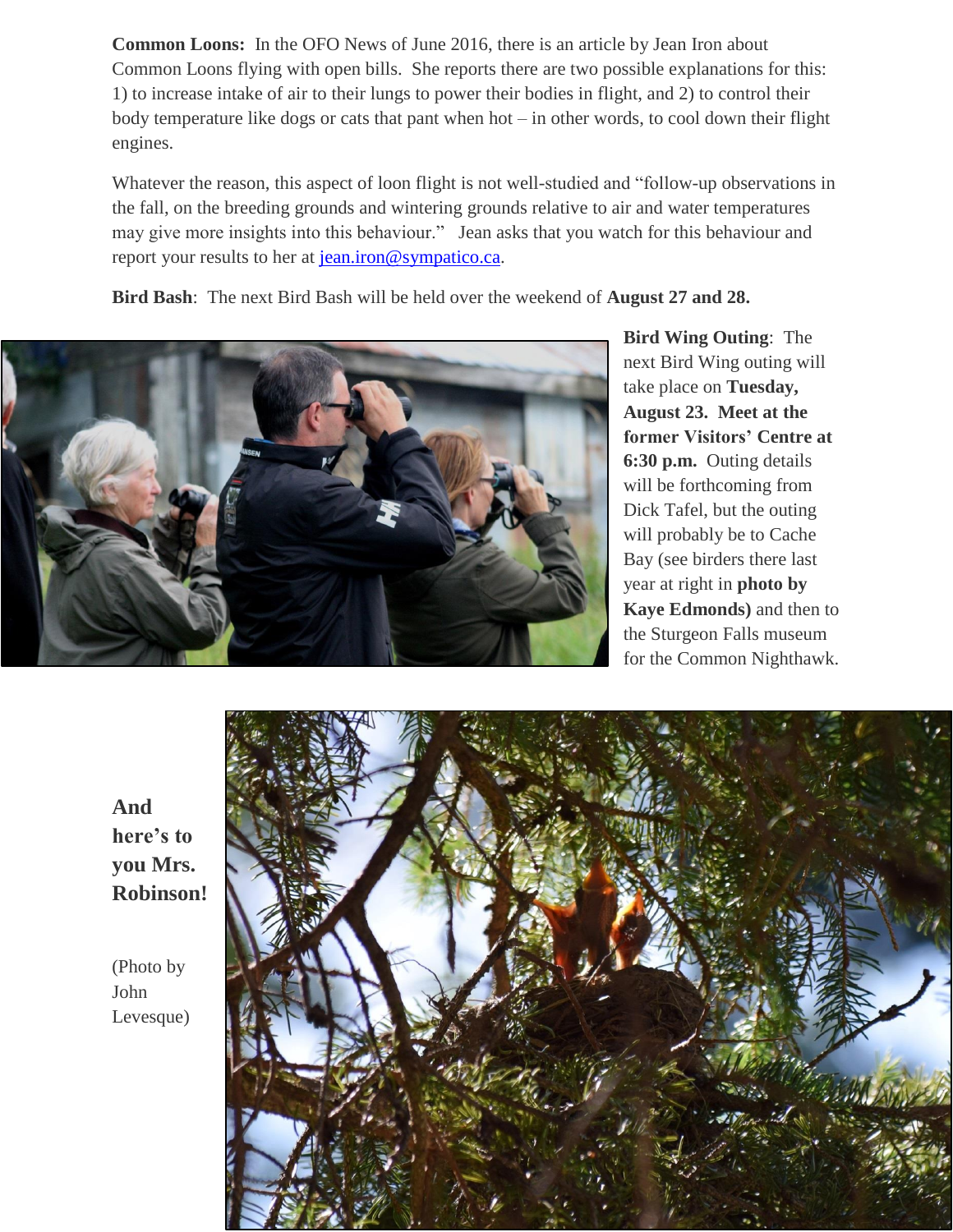**Common Loons:** In the OFO News of June 2016, there is an article by Jean Iron about Common Loons flying with open bills. She reports there are two possible explanations for this: 1) to increase intake of air to their lungs to power their bodies in flight, and 2) to control their body temperature like dogs or cats that pant when hot – in other words, to cool down their flight engines.

Whatever the reason, this aspect of loon flight is not well-studied and "follow-up observations in the fall, on the breeding grounds and wintering grounds relative to air and water temperatures may give more insights into this behaviour." Jean asks that you watch for this behaviour and report your results to her at jean.iron@sympatico.ca.

**Bird Bash**: The next Bird Bash will be held over the weekend of **August 27 and 28.**

**Bird Wing Outing**: The next Bird Wing outing will take place on **Tuesday, August 23. Meet at the former Visitors' Centre at 6:30 p.m.** Outing details will be forthcoming from Dick Tafel, but the outing will probably be to Cache Bay (see birders there last year at right in **photo by Kaye Edmonds)** and then to the Sturgeon Falls museum for the Common Nighthawk.

**And here's to you Mrs. Robinson!**

(Photo by John Levesque)